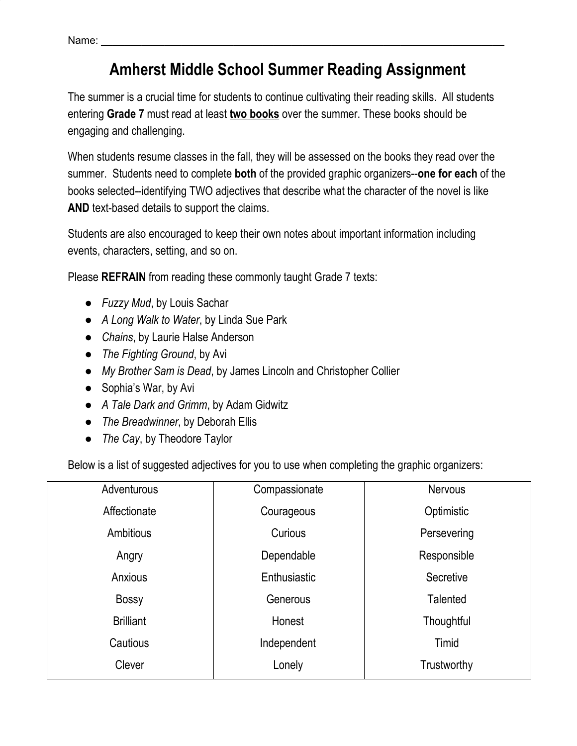Name: ___________________________________________________________________________

# Amherst Middle School Summer Reading Assignment

The summer is a crucial time for students to continue cultivating their reading skills. All students entering **Grade 7** must read at least **<u>two books</u>** over the summer. These books should be engaging and challenging.

When students resume classes in the fall, they will be assessed on the books they read over the summer. Students need to complete **both** of the provided graphic organizers--**one for each** of the books selected--identifying TWO adjectives that describe what the character of the novel is like **AND** text-based details to support the claims.

Students are also encouraged to keep their own notes about important information including events, characters, setting, and so on.

Please **REFRAIN** from reading these commonly taught Grade 7 texts:

- *Fuzzy Mud*, by Louis Sachar
- *A Long Walk to Water*, by Linda Sue Park
- *Chains*, by Laurie Halse Anderson
- *The Fighting Ground*, by Avi
- *My Brother Sam is Dead*, by James Lincoln and Christopher Collier
- Sophia's War, by Avi
- *A Tale Dark and Grimm*, by Adam Gidwitz
- *The Breadwinner*, by Deborah Ellis
- *The Cay*, by Theodore Taylor

Below is a list of suggested adjectives for you to use when completing the graphic organizers:

| | | |
|---|---|---|
| Adventurous | Compassionate | Nervous |
| Affectionate | Courageous | Optimistic |
| Ambitious | Curious | Persevering |
| Angry | Dependable | Responsible |
| Anxious | Enthusiastic | Secretive |
| Bossy | Generous | Talented |
| Brilliant | Honest | Thoughtful |
| Cautious | Independent | Timid |
| Clever | Lonely | Trustworthy |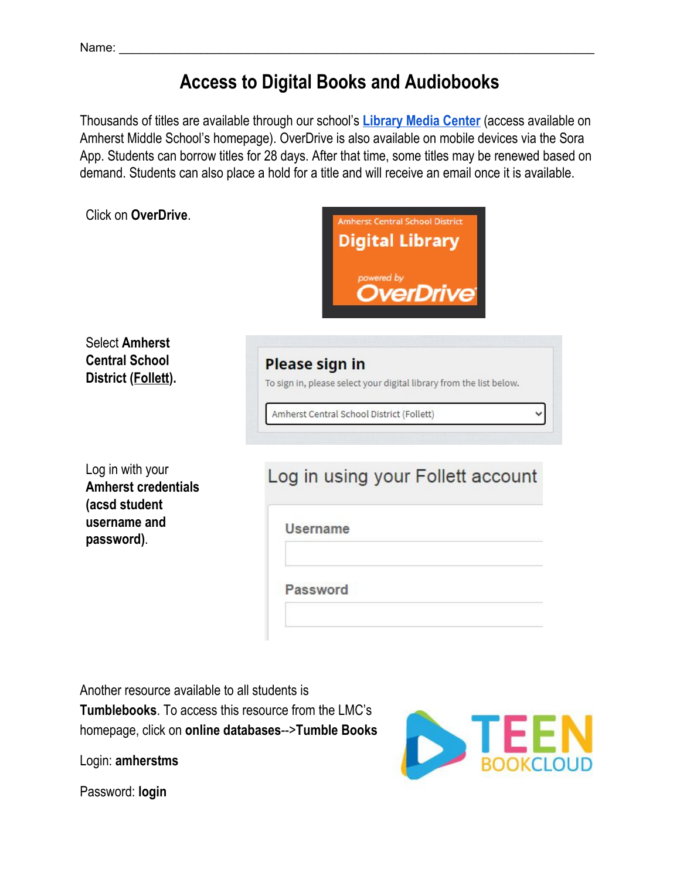Name: ___________________________________________________________________

# Access to Digital Books and Audiobooks

Thousands of titles are available through our school's **Library Media Center** (access available on Amherst Middle School's homepage). OverDrive is also available on mobile devices via the Sora App. Students can borrow titles for 28 days. After that time, some titles may be renewed based on demand. Students can also place a hold for a title and will receive an email once it is available.

Click on **OverDrive**.

Select **Amherst Central School District (Follett).**

Log in with your **Amherst credentials (acsd student username and password)**.

Another resource available to all students is **Tumblebooks**. To access this resource from the LMC's homepage, click on **online databases-->Tumble Books**

Login: **amherstms**

Password: **login**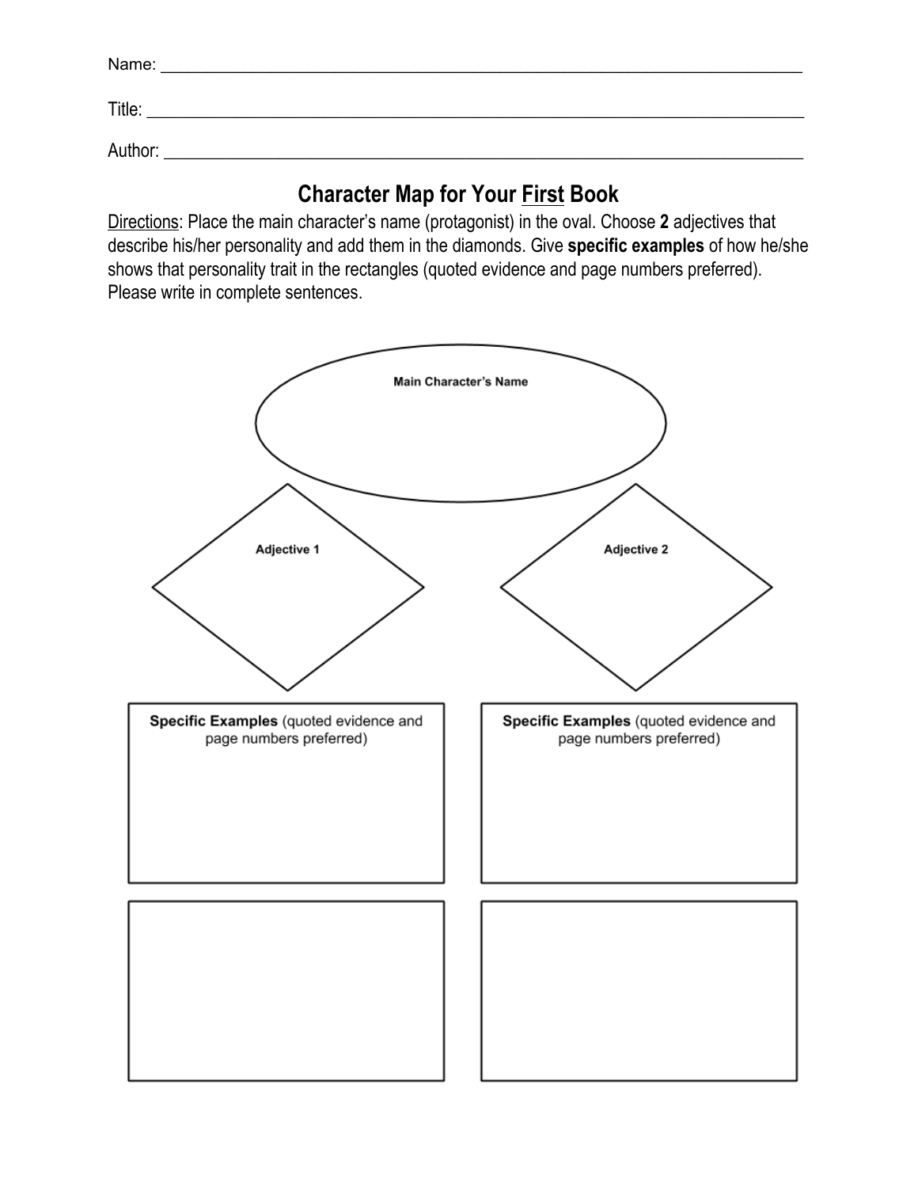Name: ____________________________________________________________________________

Title: ____________________________________________________________________________

Author: ___________________________________________________________________________

## Character Map for Your First Book

Directions: Place the main character's name (protagonist) in the oval. Choose **2** adjectives that describe his/her personality and add them in the diamonds. Give **specific examples** of how he/she shows that personality trait in the rectangles (quoted evidence and page numbers preferred). Please write in complete sentences.

**Main Character's Name**

**Adjective 1**

**Adjective 2**

**Specific Examples** (quoted evidence and page numbers preferred)

**Specific Examples** (quoted evidence and page numbers preferred)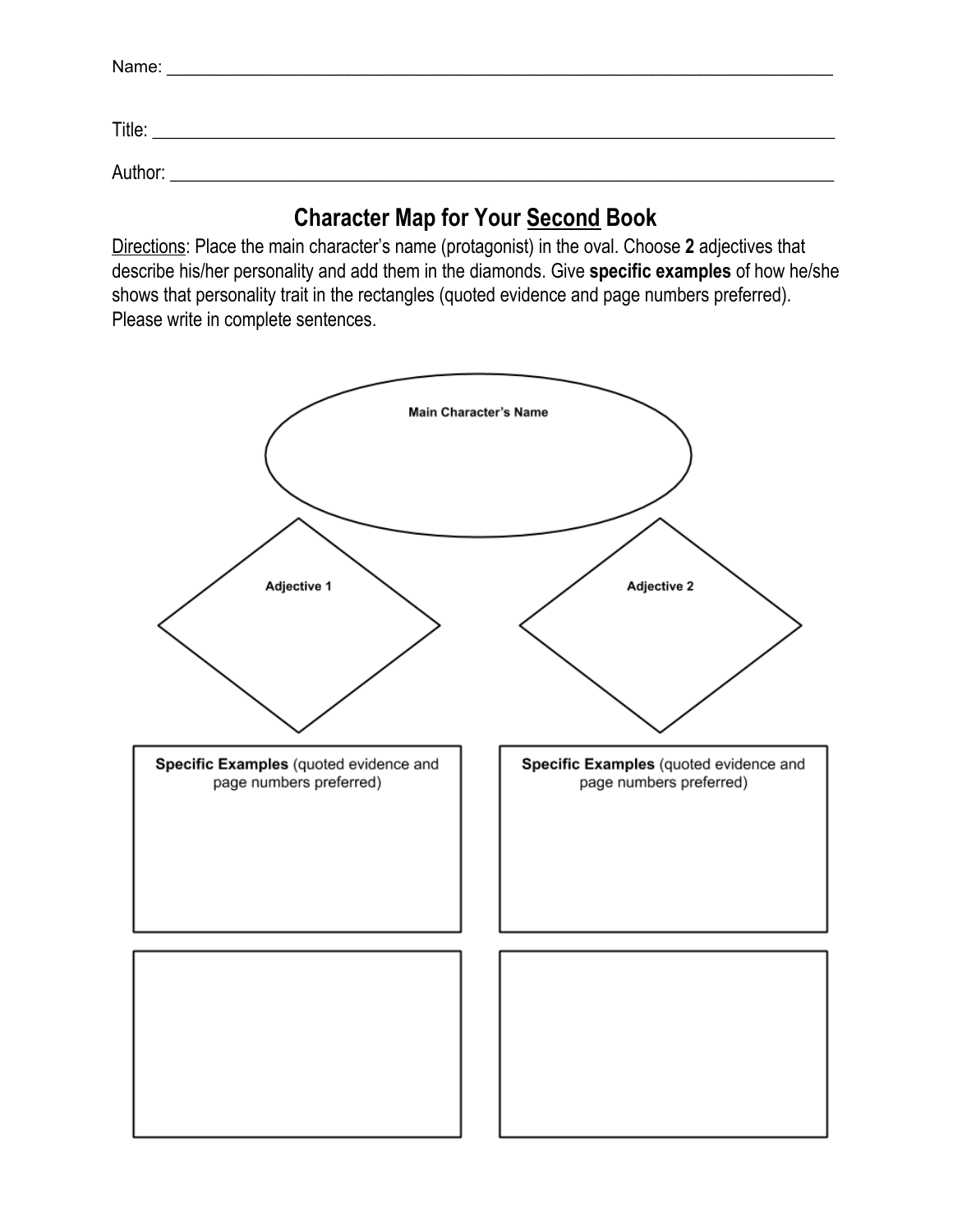Name: ______________________________________________________________________

Title: ______________________________________________________________________

Author: _____________________________________________________________________

## Character Map for Your Second Book

Directions: Place the main character's name (protagonist) in the oval. Choose **2** adjectives that describe his/her personality and add them in the diamonds. Give **specific examples** of how he/she shows that personality trait in the rectangles (quoted evidence and page numbers preferred). Please write in complete sentences.

Main Character's Name

Adjective 1

Adjective 2

**Specific Examples** (quoted evidence and page numbers preferred)

**Specific Examples** (quoted evidence and page numbers preferred)